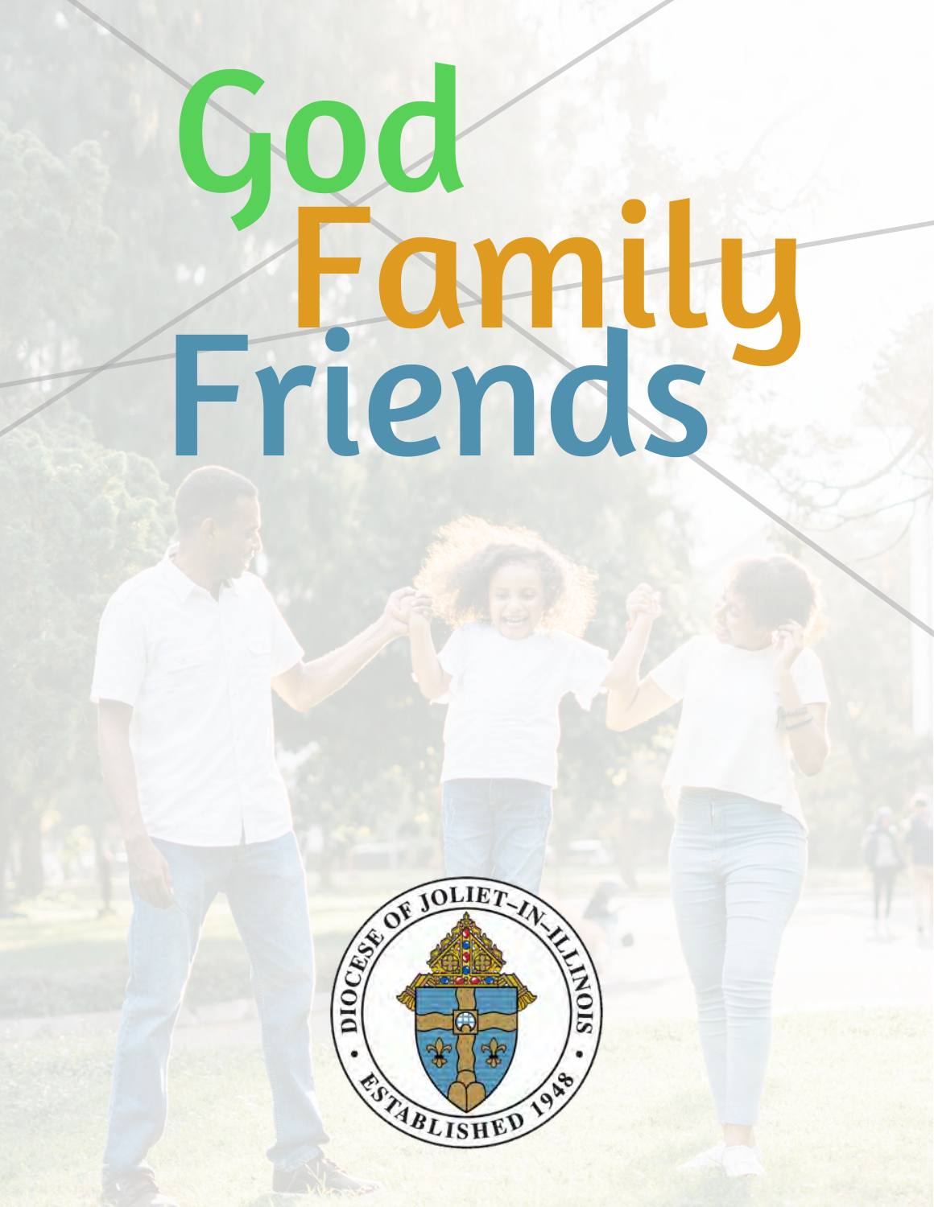# God Family Friends

DIOCESE OF JOLIET-IN-ILLINOIS

ESTABLISHED 1948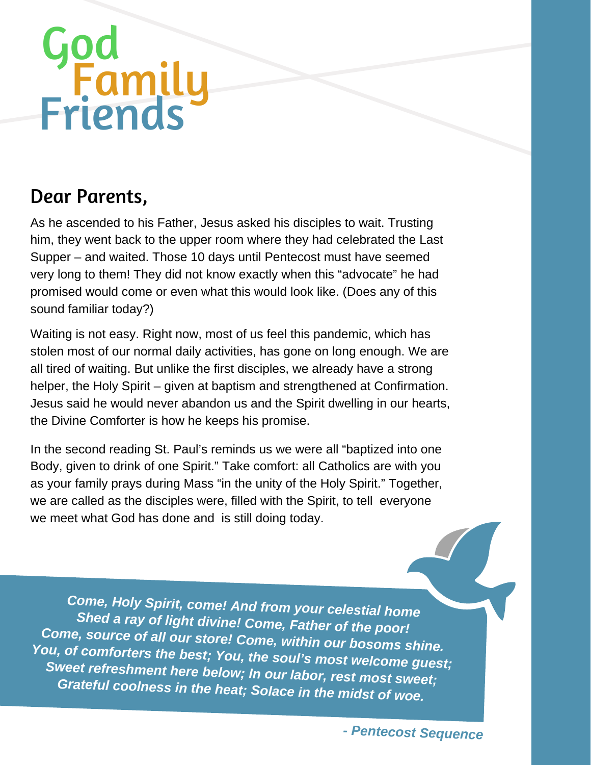# God Family Friends

## Dear Parents,

As he ascended to his Father, Jesus asked his disciples to wait. Trusting him, they went back to the upper room where they had celebrated the Last Supper – and waited. Those 10 days until Pentecost must have seemed very long to them! They did not know exactly when this "advocate" he had promised would come or even what this would look like. (Does any of this sound familiar today?)

Waiting is not easy. Right now, most of us feel this pandemic, which has stolen most of our normal daily activities, has gone on long enough. We are all tired of waiting. But unlike the first disciples, we already have a strong helper, the Holy Spirit – given at baptism and strengthened at Confirmation. Jesus said he would never abandon us and the Spirit dwelling in our hearts, the Divine Comforter is how he keeps his promise.

In the second reading St. Paul's reminds us we were all "baptized into one Body, given to drink of one Spirit." Take comfort: all Catholics are with you as your family prays during Mass "in the unity of the Holy Spirit." Together, we are called as the disciples were, filled with the Spirit, to tell everyone we meet what God has done and is still doing today.

***Come, Holy Spirit, come! And from your celestial home***
***Shed a ray of light divine! Come, Father of the poor!***
***Come, source of all our store! Come, within our bosoms shine.***
***You, of comforters the best; You, the soul's most welcome guest;***
***Sweet refreshment here below; In our labor, rest most sweet;***
***Grateful coolness in the heat; Solace in the midst of woe.***

***- Pentecost Sequence***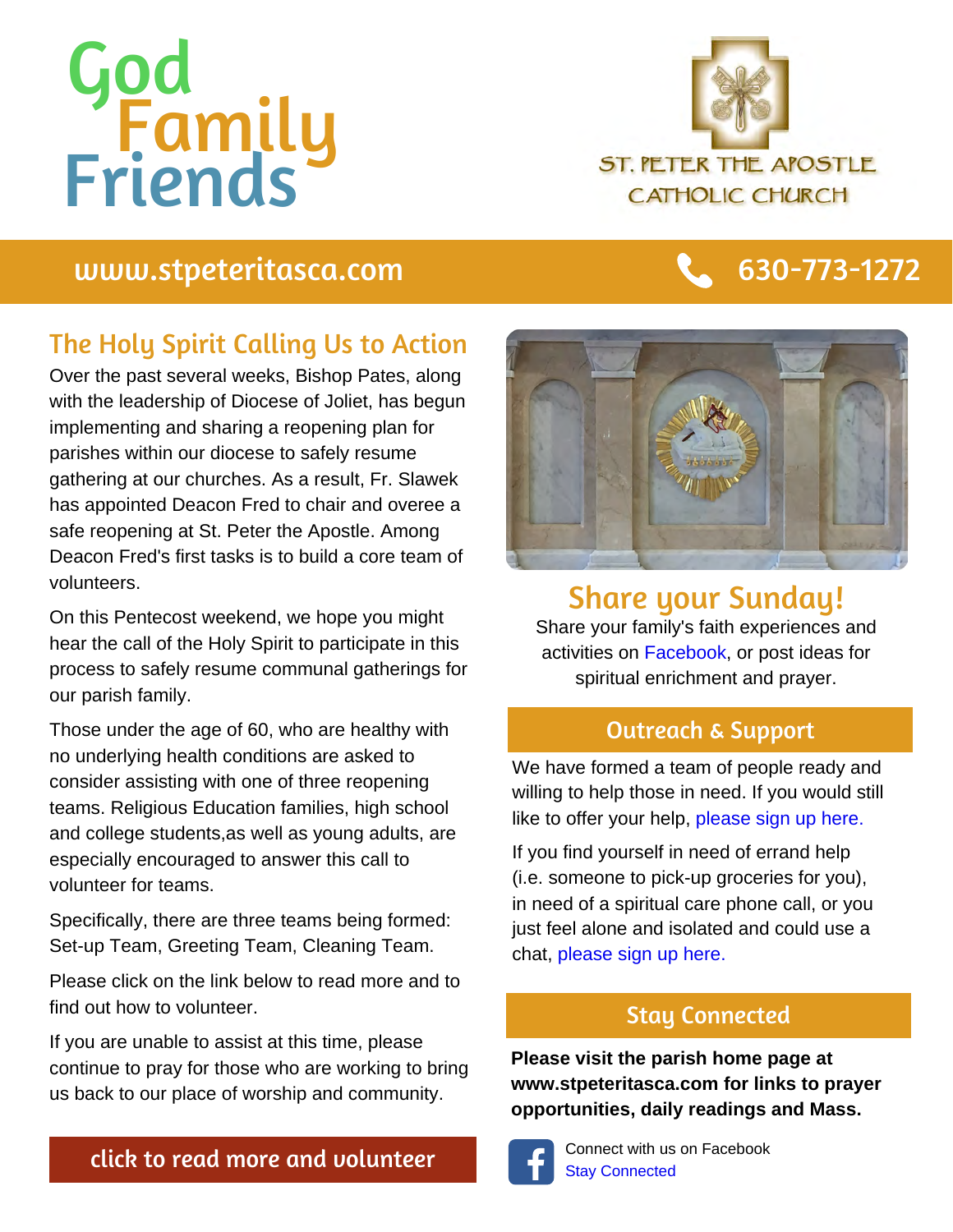# God Family Friends

ST. PETER THE APOSTLE CATHOLIC CHURCH

www.stpeteritasca.com 630-773-1272

## The Holy Spirit Calling Us to Action

Over the past several weeks, Bishop Pates, along with the leadership of Diocese of Joliet, has begun implementing and sharing a reopening plan for parishes within our diocese to safely resume gathering at our churches. As a result, Fr. Slawek has appointed Deacon Fred to chair and overee a safe reopening at St. Peter the Apostle. Among Deacon Fred's first tasks is to build a core team of volunteers.

On this Pentecost weekend, we hope you might hear the call of the Holy Spirit to participate in this process to safely resume communal gatherings for our parish family.

Those under the age of 60, who are healthy with no underlying health conditions are asked to consider assisting with one of three reopening teams. Religious Education families, high school and college students,as well as young adults, are especially encouraged to answer this call to volunteer for teams.

Specifically, there are three teams being formed: Set-up Team, Greeting Team, Cleaning Team.

Please click on the link below to read more and to find out how to volunteer.

If you are unable to assist at this time, please continue to pray for those who are working to bring us back to our place of worship and community.

click to read more and volunteer

## Share your Sunday!

Share your family's faith experiences and activities on Facebook, or post ideas for spiritual enrichment and prayer.

## Outreach & Support

We have formed a team of people ready and willing to help those in need. If you would still like to offer your help, please sign up here.

If you find yourself in need of errand help (i.e. someone to pick-up groceries for you), in need of a spiritual care phone call, or you just feel alone and isolated and could use a chat, please sign up here.

## Stay Connected

**Please visit the parish home page at www.stpeteritasca.com for links to prayer opportunities, daily readings and Mass.**

Connect with us on Facebook
Stay Connected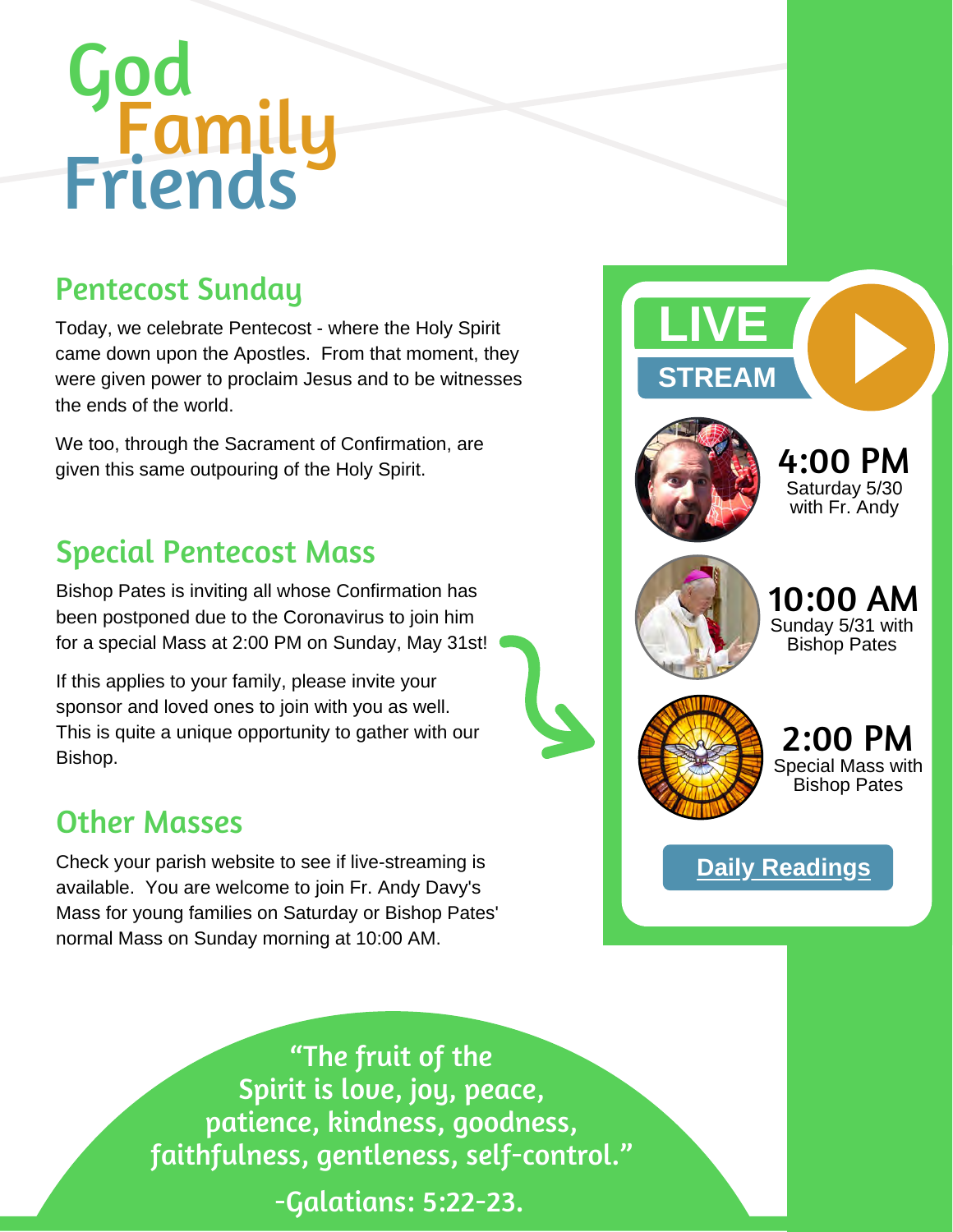# God Family Friends

## Pentecost Sunday

Today, we celebrate Pentecost - where the Holy Spirit came down upon the Apostles. From that moment, they were given power to proclaim Jesus and to be witnesses the ends of the world.

We too, through the Sacrament of Confirmation, are given this same outpouring of the Holy Spirit.

## Special Pentecost Mass

Bishop Pates is inviting all whose Confirmation has been postponed due to the Coronavirus to join him for a special Mass at 2:00 PM on Sunday, May 31st!

If this applies to your family, please invite your sponsor and loved ones to join with you as well. This is quite a unique opportunity to gather with our Bishop.

## Other Masses

Check your parish website to see if live-streaming is available. You are welcome to join Fr. Andy Davy's Mass for young families on Saturday or Bishop Pates' normal Mass on Sunday morning at 10:00 AM.

## LIVE STREAM

**4:00 PM**
Saturday 5/30 with Fr. Andy

**10:00 AM**
Sunday 5/31 with Bishop Pates

**2:00 PM**
Special Mass with Bishop Pates

**Daily Readings**

*"The fruit of the Spirit is love, joy, peace, patience, kindness, goodness, faithfulness, gentleness, self-control."*

*-Galatians: 5:22-23.*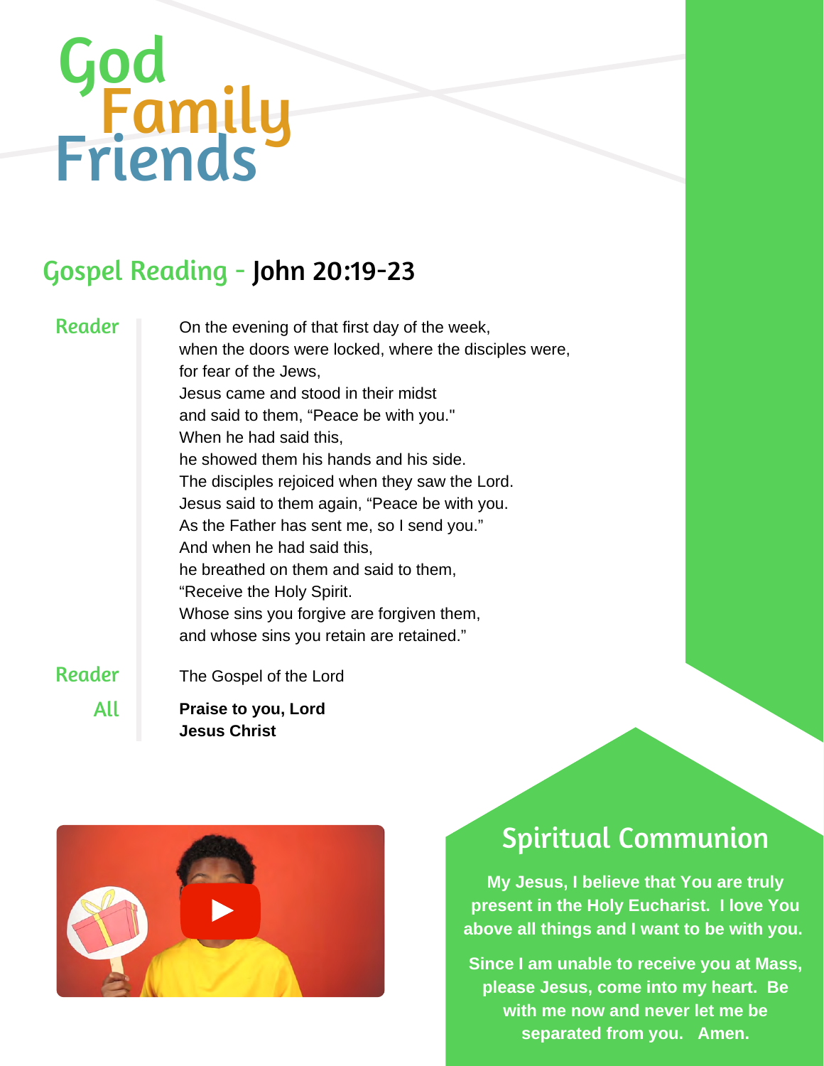# God Family Friends

## Gospel Reading - John 20:19-23

**Reader**

On the evening of that first day of the week,
when the doors were locked, where the disciples were,
for fear of the Jews,
Jesus came and stood in their midst
and said to them, "Peace be with you."
When he had said this,
he showed them his hands and his side.
The disciples rejoiced when they saw the Lord.
Jesus said to them again, "Peace be with you.
As the Father has sent me, so I send you."
And when he had said this,
he breathed on them and said to them,
"Receive the Holy Spirit.
Whose sins you forgive are forgiven them,
and whose sins you retain are retained."

**Reader**

The Gospel of the Lord

**All**

**Praise to you, Lord Jesus Christ**

## Spiritual Communion

**My Jesus, I believe that You are truly present in the Holy Eucharist. I love You above all things and I want to be with you.**

**Since I am unable to receive you at Mass, please Jesus, come into my heart. Be with me now and never let me be separated from you. Amen.**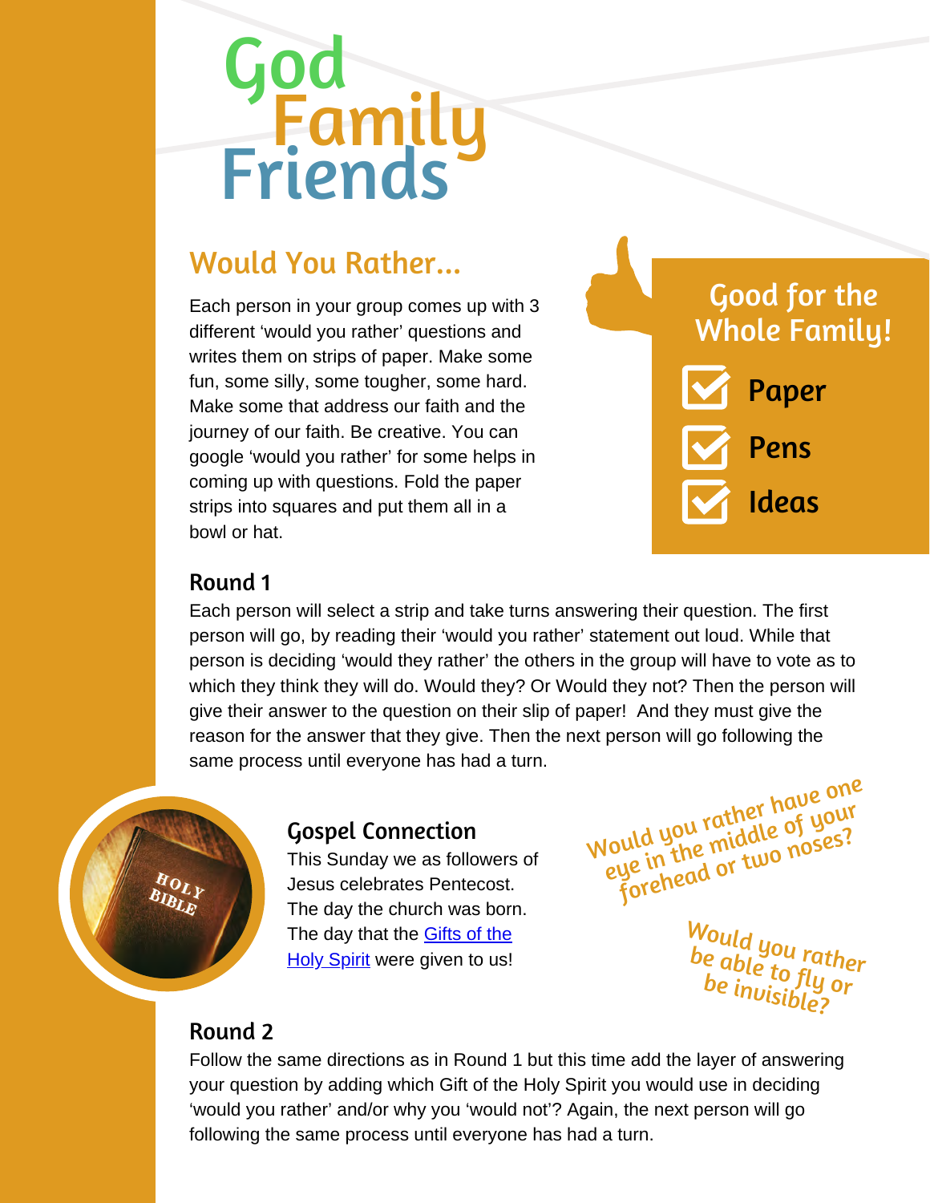# God Family Friends

## Would You Rather...

Each person in your group comes up with 3 different 'would you rather' questions and writes them on strips of paper. Make some fun, some silly, some tougher, some hard. Make some that address our faith and the journey of our faith. Be creative. You can google 'would you rather' for some helps in coming up with questions. Fold the paper strips into squares and put them all in a bowl or hat.

### Good for the Whole Family!

- Paper
- Pens
- Ideas

### Round 1

Each person will select a strip and take turns answering their question. The first person will go, by reading their 'would you rather' statement out loud. While that person is deciding 'would they rather' the others in the group will have to vote as to which they think they will do. Would they? Or Would they not? Then the person will give their answer to the question on their slip of paper! And they must give the reason for the answer that they give. Then the next person will go following the same process until everyone has had a turn.

### Gospel Connection

This Sunday we as followers of Jesus celebrates Pentecost. The day the church was born. The day that the [Gifts of the Holy Spirit] were given to us!

*Would you rather have one eye in the middle of your forehead or two noses?*

*Would you rather be able to fly or be invisible?*

### Round 2

Follow the same directions as in Round 1 but this time add the layer of answering your question by adding which Gift of the Holy Spirit you would use in deciding 'would you rather' and/or why you 'would not'? Again, the next person will go following the same process until everyone has had a turn.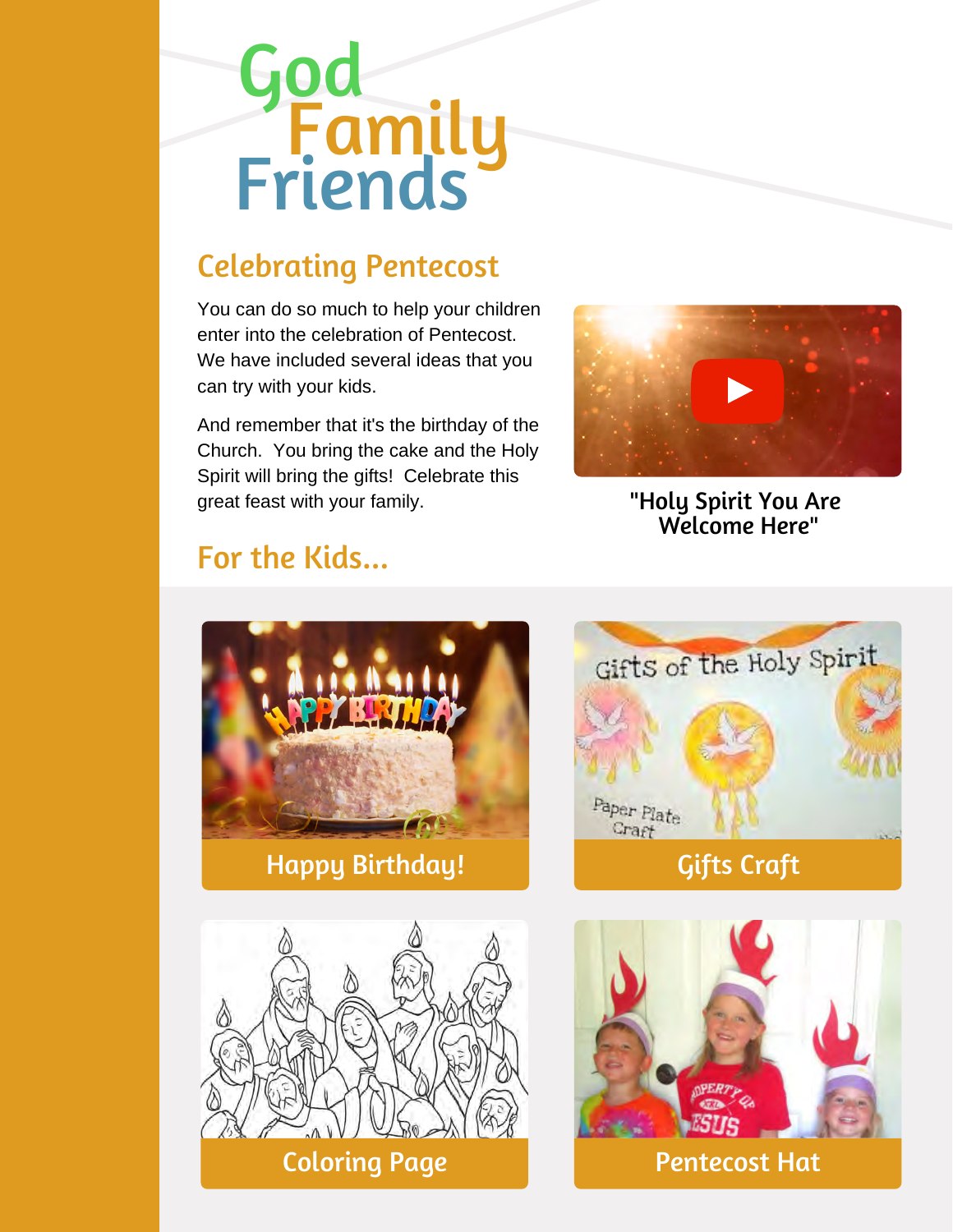# God Family Friends

## Celebrating Pentecost

You can do so much to help your children enter into the celebration of Pentecost. We have included several ideas that you can try with your kids.

And remember that it's the birthday of the Church. You bring the cake and the Holy Spirit will bring the gifts! Celebrate this great feast with your family.

"Holy Spirit You Are Welcome Here"

## For the Kids...

Happy Birthday!

Gifts Craft

Coloring Page

Pentecost Hat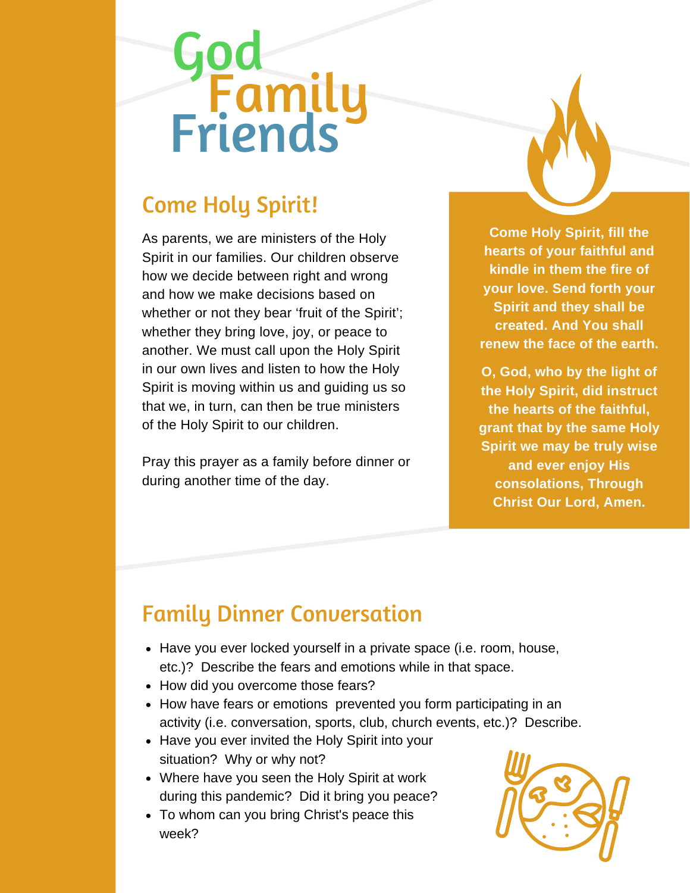# God Family Friends

## Come Holy Spirit!

As parents, we are ministers of the Holy Spirit in our families. Our children observe how we decide between right and wrong and how we make decisions based on whether or not they bear 'fruit of the Spirit'; whether they bring love, joy, or peace to another. We must call upon the Holy Spirit in our own lives and listen to how the Holy Spirit is moving within us and guiding us so that we, in turn, can then be true ministers of the Holy Spirit to our children.

Pray this prayer as a family before dinner or during another time of the day.

**Come Holy Spirit, fill the hearts of your faithful and kindle in them the fire of your love. Send forth your Spirit and they shall be created. And You shall renew the face of the earth.**

**O, God, who by the light of the Holy Spirit, did instruct the hearts of the faithful, grant that by the same Holy Spirit we may be truly wise and ever enjoy His consolations, Through Christ Our Lord, Amen.**

## Family Dinner Conversation

- Have you ever locked yourself in a private space (i.e. room, house, etc.)? Describe the fears and emotions while in that space.
- How did you overcome those fears?
- How have fears or emotions prevented you form participating in an activity (i.e. conversation, sports, club, church events, etc.)? Describe.
- Have you ever invited the Holy Spirit into your situation? Why or why not?
- Where have you seen the Holy Spirit at work during this pandemic? Did it bring you peace?
- To whom can you bring Christ's peace this week?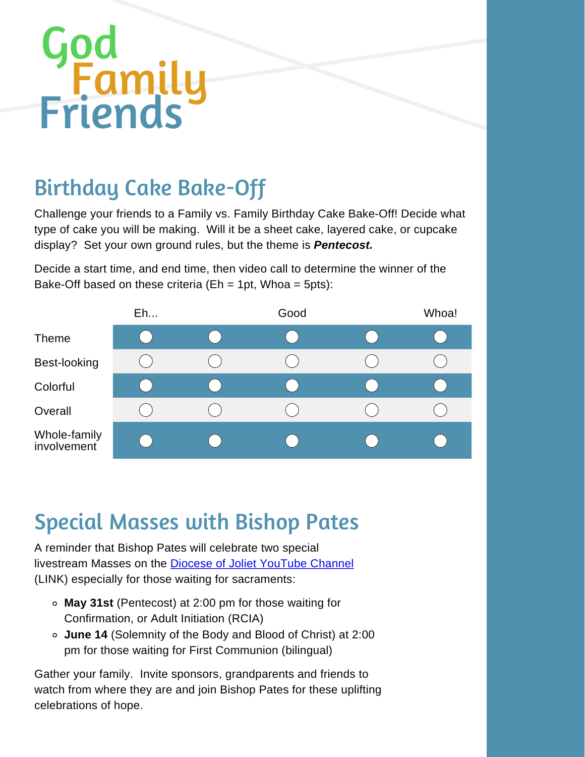# God Family Friends

## Birthday Cake Bake-Off

Challenge your friends to a Family vs. Family Birthday Cake Bake-Off! Decide what type of cake you will be making. Will it be a sheet cake, layered cake, or cupcake display? Set your own ground rules, but the theme is ***Pentecost.***

Decide a start time, and end time, then video call to determine the winner of the Bake-Off based on these criteria (Eh = 1pt, Whoa = 5pts):

| | Eh... | | Good | | Whoa! |
|---|---|---|---|---|---|
| Theme | ◯ | ◯ | ◯ | ◯ | ◯ |
| Best-looking | ◯ | ◯ | ◯ | ◯ | ◯ |
| Colorful | ◯ | ◯ | ◯ | ◯ | ◯ |
| Overall | ◯ | ◯ | ◯ | ◯ | ◯ |
| Whole-family involvement | ◯ | ◯ | ◯ | ◯ | ◯ |

## Special Masses with Bishop Pates

A reminder that Bishop Pates will celebrate two special livestream Masses on the Diocese of Joliet YouTube Channel (LINK) especially for those waiting for sacraments:

- **May 31st** (Pentecost) at 2:00 pm for those waiting for Confirmation, or Adult Initiation (RCIA)
- **June 14** (Solemnity of the Body and Blood of Christ) at 2:00 pm for those waiting for First Communion (bilingual)

Gather your family. Invite sponsors, grandparents and friends to watch from where they are and join Bishop Pates for these uplifting celebrations of hope.